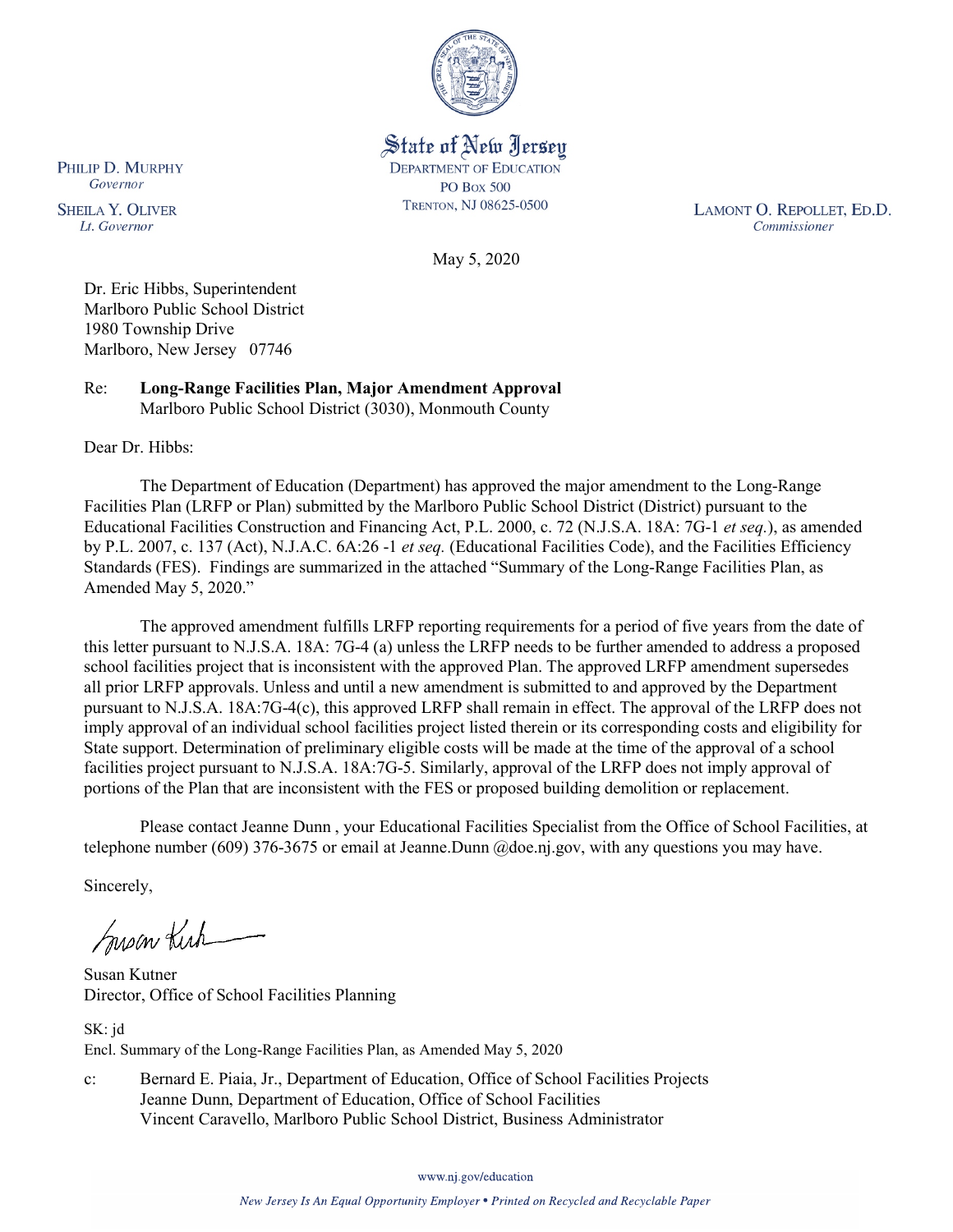State of New Jersey
DEPARTMENT OF EDUCATION
PO Box 500
TRENTON, NJ 08625-0500

PHILIP D. MURPHY
*Governor*

SHEILA Y. OLIVER
*Lt. Governor*

LAMONT O. REPOLLET, ED.D.
*Commissioner*

May 5, 2020

Dr. Eric Hibbs, Superintendent
Marlboro Public School District
1980 Township Drive
Marlboro, New Jersey 07746

Re: **Long-Range Facilities Plan, Major Amendment Approval**
Marlboro Public School District (3030), Monmouth County

Dear Dr. Hibbs:

The Department of Education (Department) has approved the major amendment to the Long-Range Facilities Plan (LRFP or Plan) submitted by the Marlboro Public School District (District) pursuant to the Educational Facilities Construction and Financing Act, P.L. 2000, c. 72 (N.J.S.A. 18A: 7G-1 *et seq.*), as amended by P.L. 2007, c. 137 (Act), N.J.A.C. 6A:26 -1 *et seq.* (Educational Facilities Code), and the Facilities Efficiency Standards (FES). Findings are summarized in the attached "Summary of the Long-Range Facilities Plan, as Amended May 5, 2020."

The approved amendment fulfills LRFP reporting requirements for a period of five years from the date of this letter pursuant to N.J.S.A. 18A: 7G-4 (a) unless the LRFP needs to be further amended to address a proposed school facilities project that is inconsistent with the approved Plan. The approved LRFP amendment supersedes all prior LRFP approvals. Unless and until a new amendment is submitted to and approved by the Department pursuant to N.J.S.A. 18A:7G-4(c), this approved LRFP shall remain in effect. The approval of the LRFP does not imply approval of an individual school facilities project listed therein or its corresponding costs and eligibility for State support. Determination of preliminary eligible costs will be made at the time of the approval of a school facilities project pursuant to N.J.S.A. 18A:7G-5. Similarly, approval of the LRFP does not imply approval of portions of the Plan that are inconsistent with the FES or proposed building demolition or replacement.

Please contact Jeanne Dunn , your Educational Facilities Specialist from the Office of School Facilities, at telephone number (609) 376-3675 or email at Jeanne.Dunn @doe.nj.gov, with any questions you may have.

Sincerely,

Susan Kutner
Director, Office of School Facilities Planning

SK: jd
Encl. Summary of the Long-Range Facilities Plan, as Amended May 5, 2020

c: Bernard E. Piaia, Jr., Department of Education, Office of School Facilities Projects
Jeanne Dunn, Department of Education, Office of School Facilities
Vincent Caravello, Marlboro Public School District, Business Administrator

www.nj.gov/education

*New Jersey Is An Equal Opportunity Employer • Printed on Recycled and Recyclable Paper*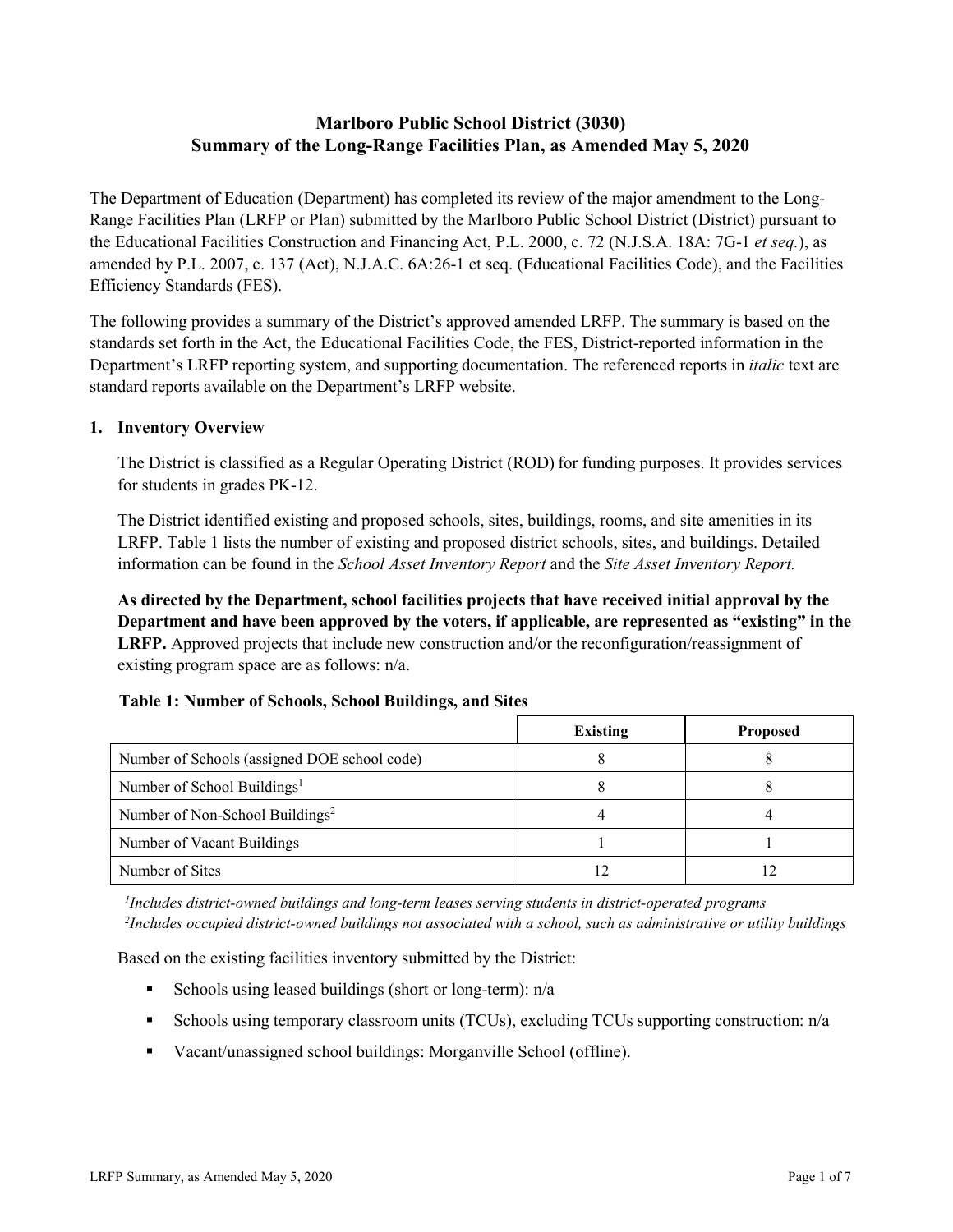# Marlboro Public School District (3030)
# Summary of the Long-Range Facilities Plan, as Amended May 5, 2020

The Department of Education (Department) has completed its review of the major amendment to the Long-Range Facilities Plan (LRFP or Plan) submitted by the Marlboro Public School District (District) pursuant to the Educational Facilities Construction and Financing Act, P.L. 2000, c. 72 (N.J.S.A. 18A: 7G-1 *et seq.*), as amended by P.L. 2007, c. 137 (Act), N.J.A.C. 6A:26-1 et seq. (Educational Facilities Code), and the Facilities Efficiency Standards (FES).

The following provides a summary of the District's approved amended LRFP. The summary is based on the standards set forth in the Act, the Educational Facilities Code, the FES, District-reported information in the Department's LRFP reporting system, and supporting documentation. The referenced reports in *italic* text are standard reports available on the Department's LRFP website.

## 1. Inventory Overview

The District is classified as a Regular Operating District (ROD) for funding purposes. It provides services for students in grades PK-12.

The District identified existing and proposed schools, sites, buildings, rooms, and site amenities in its LRFP. Table 1 lists the number of existing and proposed district schools, sites, and buildings. Detailed information can be found in the *School Asset Inventory Report* and the *Site Asset Inventory Report.*

**As directed by the Department, school facilities projects that have received initial approval by the Department and have been approved by the voters, if applicable, are represented as "existing" in the LRFP.** Approved projects that include new construction and/or the reconfiguration/reassignment of existing program space are as follows: n/a.

**Table 1: Number of Schools, School Buildings, and Sites**

| | Existing | Proposed |
|---|---|---|
| Number of Schools (assigned DOE school code) | 8 | 8 |
| Number of School Buildings[1] | 8 | 8 |
| Number of Non-School Buildings[2] | 4 | 4 |
| Number of Vacant Buildings | 1 | 1 |
| Number of Sites | 12 | 12 |

*[1]Includes district-owned buildings and long-term leases serving students in district-operated programs*
*[2]Includes occupied district-owned buildings not associated with a school, such as administrative or utility buildings*

Based on the existing facilities inventory submitted by the District:

- Schools using leased buildings (short or long-term): n/a
- Schools using temporary classroom units (TCUs), excluding TCUs supporting construction: n/a
- Vacant/unassigned school buildings: Morganville School (offline).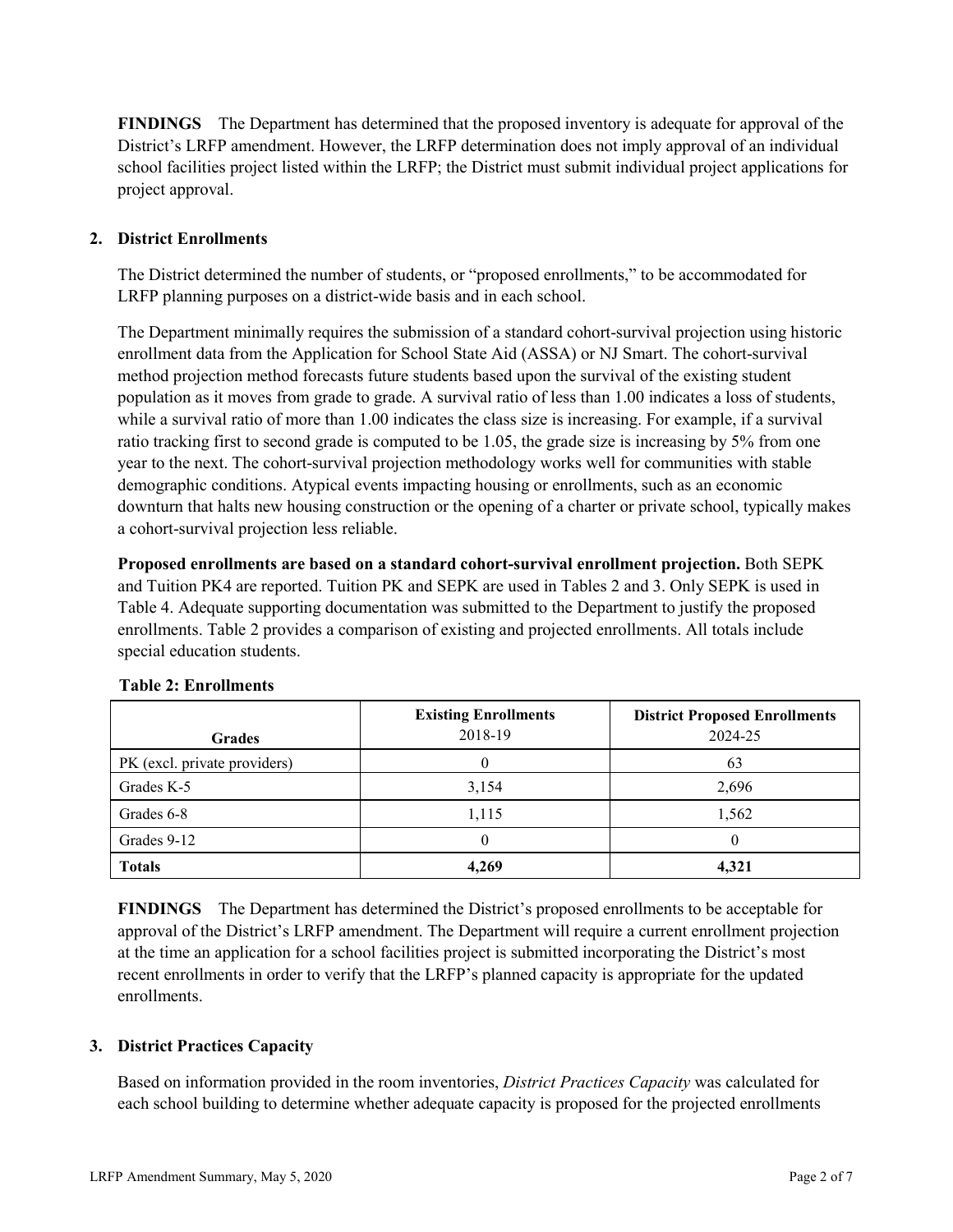**FINDINGS** The Department has determined that the proposed inventory is adequate for approval of the District's LRFP amendment. However, the LRFP determination does not imply approval of an individual school facilities project listed within the LRFP; the District must submit individual project applications for project approval.

## 2. District Enrollments

The District determined the number of students, or "proposed enrollments," to be accommodated for LRFP planning purposes on a district-wide basis and in each school.

The Department minimally requires the submission of a standard cohort-survival projection using historic enrollment data from the Application for School State Aid (ASSA) or NJ Smart. The cohort-survival method projection method forecasts future students based upon the survival of the existing student population as it moves from grade to grade. A survival ratio of less than 1.00 indicates a loss of students, while a survival ratio of more than 1.00 indicates the class size is increasing. For example, if a survival ratio tracking first to second grade is computed to be 1.05, the grade size is increasing by 5% from one year to the next. The cohort-survival projection methodology works well for communities with stable demographic conditions. Atypical events impacting housing or enrollments, such as an economic downturn that halts new housing construction or the opening of a charter or private school, typically makes a cohort-survival projection less reliable.

**Proposed enrollments are based on a standard cohort-survival enrollment projection.** Both SEPK and Tuition PK4 are reported. Tuition PK and SEPK are used in Tables 2 and 3. Only SEPK is used in Table 4. Adequate supporting documentation was submitted to the Department to justify the proposed enrollments. Table 2 provides a comparison of existing and projected enrollments. All totals include special education students.

**Table 2: Enrollments**

| Grades | Existing Enrollments 2018-19 | District Proposed Enrollments 2024-25 |
|---|---|---|
| PK (excl. private providers) | 0 | 63 |
| Grades K-5 | 3,154 | 2,696 |
| Grades 6-8 | 1,115 | 1,562 |
| Grades 9-12 | 0 | 0 |
| **Totals** | **4,269** | **4,321** |

**FINDINGS** The Department has determined the District's proposed enrollments to be acceptable for approval of the District's LRFP amendment. The Department will require a current enrollment projection at the time an application for a school facilities project is submitted incorporating the District's most recent enrollments in order to verify that the LRFP's planned capacity is appropriate for the updated enrollments.

## 3. District Practices Capacity

Based on information provided in the room inventories, *District Practices Capacity* was calculated for each school building to determine whether adequate capacity is proposed for the projected enrollments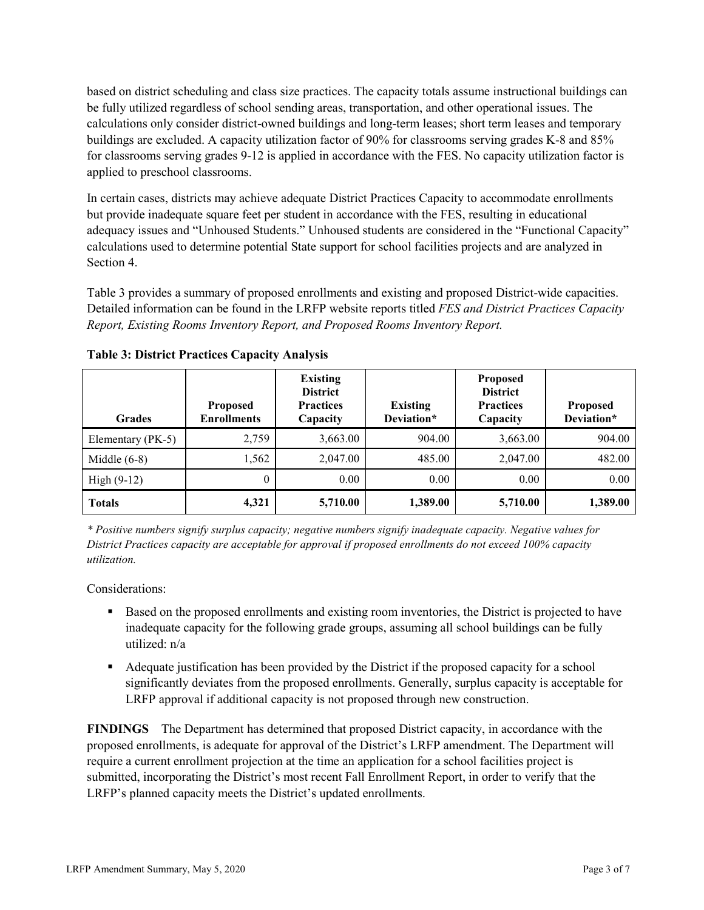based on district scheduling and class size practices. The capacity totals assume instructional buildings can be fully utilized regardless of school sending areas, transportation, and other operational issues. The calculations only consider district-owned buildings and long-term leases; short term leases and temporary buildings are excluded. A capacity utilization factor of 90% for classrooms serving grades K-8 and 85% for classrooms serving grades 9-12 is applied in accordance with the FES. No capacity utilization factor is applied to preschool classrooms.

In certain cases, districts may achieve adequate District Practices Capacity to accommodate enrollments but provide inadequate square feet per student in accordance with the FES, resulting in educational adequacy issues and "Unhoused Students." Unhoused students are considered in the "Functional Capacity" calculations used to determine potential State support for school facilities projects and are analyzed in Section 4.

Table 3 provides a summary of proposed enrollments and existing and proposed District-wide capacities. Detailed information can be found in the LRFP website reports titled *FES and District Practices Capacity Report, Existing Rooms Inventory Report, and Proposed Rooms Inventory Report.*

**Table 3: District Practices Capacity Analysis**

| Grades | Proposed Enrollments | Existing District Practices Capacity | Existing Deviation* | Proposed District Practices Capacity | Proposed Deviation* |
|---|---|---|---|---|---|
| Elementary (PK-5) | 2,759 | 3,663.00 | 904.00 | 3,663.00 | 904.00 |
| Middle (6-8) | 1,562 | 2,047.00 | 485.00 | 2,047.00 | 482.00 |
| High (9-12) | 0 | 0.00 | 0.00 | 0.00 | 0.00 |
| **Totals** | **4,321** | **5,710.00** | **1,389.00** | **5,710.00** | **1,389.00** |

*\* Positive numbers signify surplus capacity; negative numbers signify inadequate capacity. Negative values for District Practices capacity are acceptable for approval if proposed enrollments do not exceed 100% capacity utilization.*

Considerations:

- Based on the proposed enrollments and existing room inventories, the District is projected to have inadequate capacity for the following grade groups, assuming all school buildings can be fully utilized: n/a
- Adequate justification has been provided by the District if the proposed capacity for a school significantly deviates from the proposed enrollments. Generally, surplus capacity is acceptable for LRFP approval if additional capacity is not proposed through new construction.

**FINDINGS** The Department has determined that proposed District capacity, in accordance with the proposed enrollments, is adequate for approval of the District's LRFP amendment. The Department will require a current enrollment projection at the time an application for a school facilities project is submitted, incorporating the District's most recent Fall Enrollment Report, in order to verify that the LRFP's planned capacity meets the District's updated enrollments.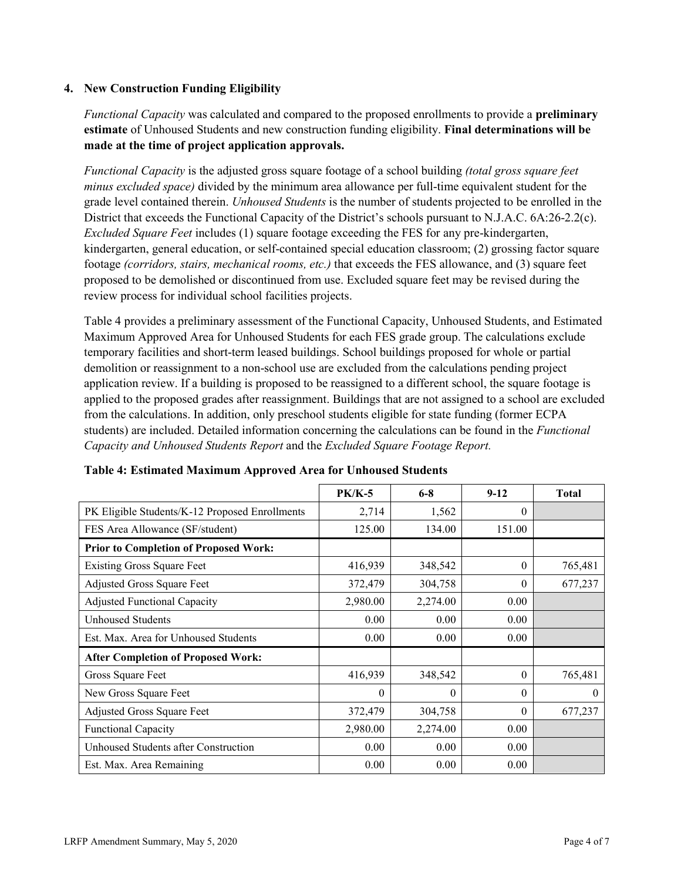### 4. New Construction Funding Eligibility

*Functional Capacity* was calculated and compared to the proposed enrollments to provide a **preliminary estimate** of Unhoused Students and new construction funding eligibility. **Final determinations will be made at the time of project application approvals.**

*Functional Capacity* is the adjusted gross square footage of a school building *(total gross square feet minus excluded space)* divided by the minimum area allowance per full-time equivalent student for the grade level contained therein. *Unhoused Students* is the number of students projected to be enrolled in the District that exceeds the Functional Capacity of the District's schools pursuant to N.J.A.C. 6A:26-2.2(c). *Excluded Square Feet* includes (1) square footage exceeding the FES for any pre-kindergarten, kindergarten, general education, or self-contained special education classroom; (2) grossing factor square footage *(corridors, stairs, mechanical rooms, etc.)* that exceeds the FES allowance, and (3) square feet proposed to be demolished or discontinued from use. Excluded square feet may be revised during the review process for individual school facilities projects.

Table 4 provides a preliminary assessment of the Functional Capacity, Unhoused Students, and Estimated Maximum Approved Area for Unhoused Students for each FES grade group. The calculations exclude temporary facilities and short-term leased buildings. School buildings proposed for whole or partial demolition or reassignment to a non-school use are excluded from the calculations pending project application review. If a building is proposed to be reassigned to a different school, the square footage is applied to the proposed grades after reassignment. Buildings that are not assigned to a school are excluded from the calculations. In addition, only preschool students eligible for state funding (former ECPA students) are included. Detailed information concerning the calculations can be found in the *Functional Capacity and Unhoused Students Report* and the *Excluded Square Footage Report.*

**Table 4: Estimated Maximum Approved Area for Unhoused Students**

| | PK/K-5 | 6-8 | 9-12 | Total |
|---|---|---|---|---|
| PK Eligible Students/K-12 Proposed Enrollments | 2,714 | 1,562 | 0 | |
| FES Area Allowance (SF/student) | 125.00 | 134.00 | 151.00 | |
| **Prior to Completion of Proposed Work:** | | | | |
| Existing Gross Square Feet | 416,939 | 348,542 | 0 | 765,481 |
| Adjusted Gross Square Feet | 372,479 | 304,758 | 0 | 677,237 |
| Adjusted Functional Capacity | 2,980.00 | 2,274.00 | 0.00 | |
| Unhoused Students | 0.00 | 0.00 | 0.00 | |
| Est. Max. Area for Unhoused Students | 0.00 | 0.00 | 0.00 | |
| **After Completion of Proposed Work:** | | | | |
| Gross Square Feet | 416,939 | 348,542 | 0 | 765,481 |
| New Gross Square Feet | 0 | 0 | 0 | 0 |
| Adjusted Gross Square Feet | 372,479 | 304,758 | 0 | 677,237 |
| Functional Capacity | 2,980.00 | 2,274.00 | 0.00 | |
| Unhoused Students after Construction | 0.00 | 0.00 | 0.00 | |
| Est. Max. Area Remaining | 0.00 | 0.00 | 0.00 | |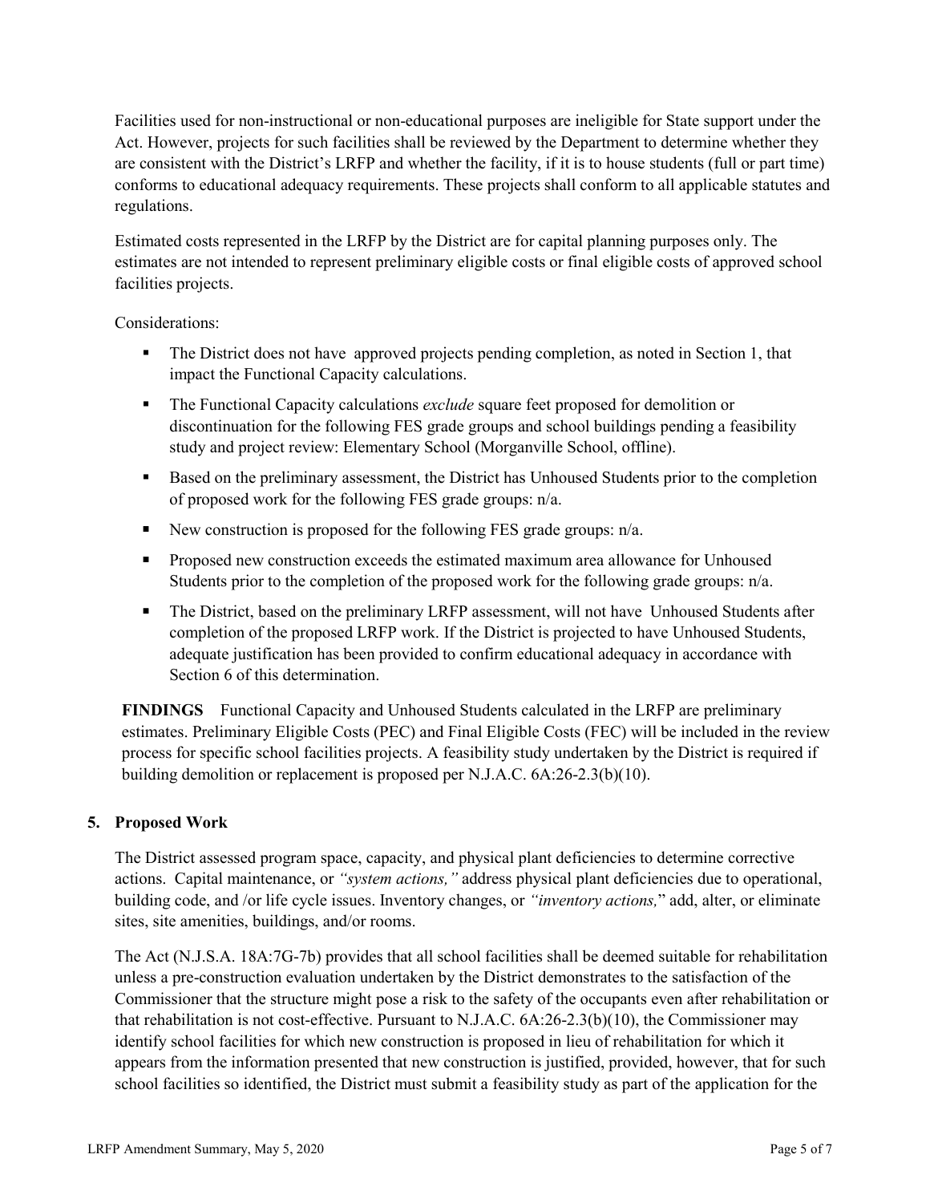Facilities used for non-instructional or non-educational purposes are ineligible for State support under the Act. However, projects for such facilities shall be reviewed by the Department to determine whether they are consistent with the District's LRFP and whether the facility, if it is to house students (full or part time) conforms to educational adequacy requirements. These projects shall conform to all applicable statutes and regulations.

Estimated costs represented in the LRFP by the District are for capital planning purposes only. The estimates are not intended to represent preliminary eligible costs or final eligible costs of approved school facilities projects.

Considerations:

- The District does not have approved projects pending completion, as noted in Section 1, that impact the Functional Capacity calculations.
- The Functional Capacity calculations *exclude* square feet proposed for demolition or discontinuation for the following FES grade groups and school buildings pending a feasibility study and project review: Elementary School (Morganville School, offline).
- Based on the preliminary assessment, the District has Unhoused Students prior to the completion of proposed work for the following FES grade groups: n/a.
- New construction is proposed for the following FES grade groups: n/a.
- Proposed new construction exceeds the estimated maximum area allowance for Unhoused Students prior to the completion of the proposed work for the following grade groups: n/a.
- The District, based on the preliminary LRFP assessment, will not have Unhoused Students after completion of the proposed LRFP work. If the District is projected to have Unhoused Students, adequate justification has been provided to confirm educational adequacy in accordance with Section 6 of this determination.

**FINDINGS** Functional Capacity and Unhoused Students calculated in the LRFP are preliminary estimates. Preliminary Eligible Costs (PEC) and Final Eligible Costs (FEC) will be included in the review process for specific school facilities projects. A feasibility study undertaken by the District is required if building demolition or replacement is proposed per N.J.A.C. 6A:26-2.3(b)(10).

## 5. Proposed Work

The District assessed program space, capacity, and physical plant deficiencies to determine corrective actions. Capital maintenance, or *"system actions,"* address physical plant deficiencies due to operational, building code, and /or life cycle issues. Inventory changes, or *"inventory actions,"* add, alter, or eliminate sites, site amenities, buildings, and/or rooms.

The Act (N.J.S.A. 18A:7G-7b) provides that all school facilities shall be deemed suitable for rehabilitation unless a pre-construction evaluation undertaken by the District demonstrates to the satisfaction of the Commissioner that the structure might pose a risk to the safety of the occupants even after rehabilitation or that rehabilitation is not cost-effective. Pursuant to N.J.A.C. 6A:26-2.3(b)(10), the Commissioner may identify school facilities for which new construction is proposed in lieu of rehabilitation for which it appears from the information presented that new construction is justified, provided, however, that for such school facilities so identified, the District must submit a feasibility study as part of the application for the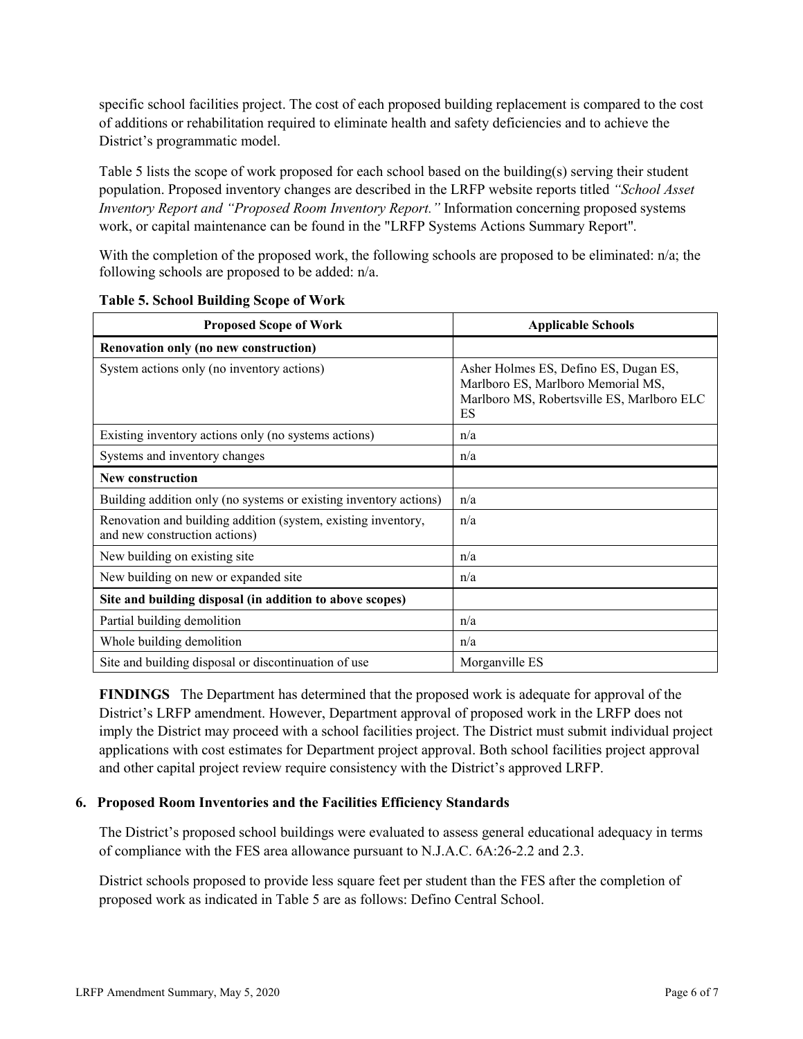specific school facilities project. The cost of each proposed building replacement is compared to the cost of additions or rehabilitation required to eliminate health and safety deficiencies and to achieve the District's programmatic model.

Table 5 lists the scope of work proposed for each school based on the building(s) serving their student population. Proposed inventory changes are described in the LRFP website reports titled *"School Asset Inventory Report and "Proposed Room Inventory Report."* Information concerning proposed systems work, or capital maintenance can be found in the "LRFP Systems Actions Summary Report".

With the completion of the proposed work, the following schools are proposed to be eliminated: n/a; the following schools are proposed to be added: n/a.

**Table 5. School Building Scope of Work**

| Proposed Scope of Work | Applicable Schools |
|---|---|
| **Renovation only (no new construction)** | |
| System actions only (no inventory actions) | Asher Holmes ES, Defino ES, Dugan ES, Marlboro ES, Marlboro Memorial MS, Marlboro MS, Robertsville ES, Marlboro ELC ES |
| Existing inventory actions only (no systems actions) | n/a |
| Systems and inventory changes | n/a |
| **New construction** | |
| Building addition only (no systems or existing inventory actions) | n/a |
| Renovation and building addition (system, existing inventory, and new construction actions) | n/a |
| New building on existing site | n/a |
| New building on new or expanded site | n/a |
| **Site and building disposal (in addition to above scopes)** | |
| Partial building demolition | n/a |
| Whole building demolition | n/a |
| Site and building disposal or discontinuation of use | Morganville ES |

**FINDINGS** The Department has determined that the proposed work is adequate for approval of the District's LRFP amendment. However, Department approval of proposed work in the LRFP does not imply the District may proceed with a school facilities project. The District must submit individual project applications with cost estimates for Department project approval. Both school facilities project approval and other capital project review require consistency with the District's approved LRFP.

### 6. Proposed Room Inventories and the Facilities Efficiency Standards

The District's proposed school buildings were evaluated to assess general educational adequacy in terms of compliance with the FES area allowance pursuant to N.J.A.C. 6A:26-2.2 and 2.3.

District schools proposed to provide less square feet per student than the FES after the completion of proposed work as indicated in Table 5 are as follows: Defino Central School.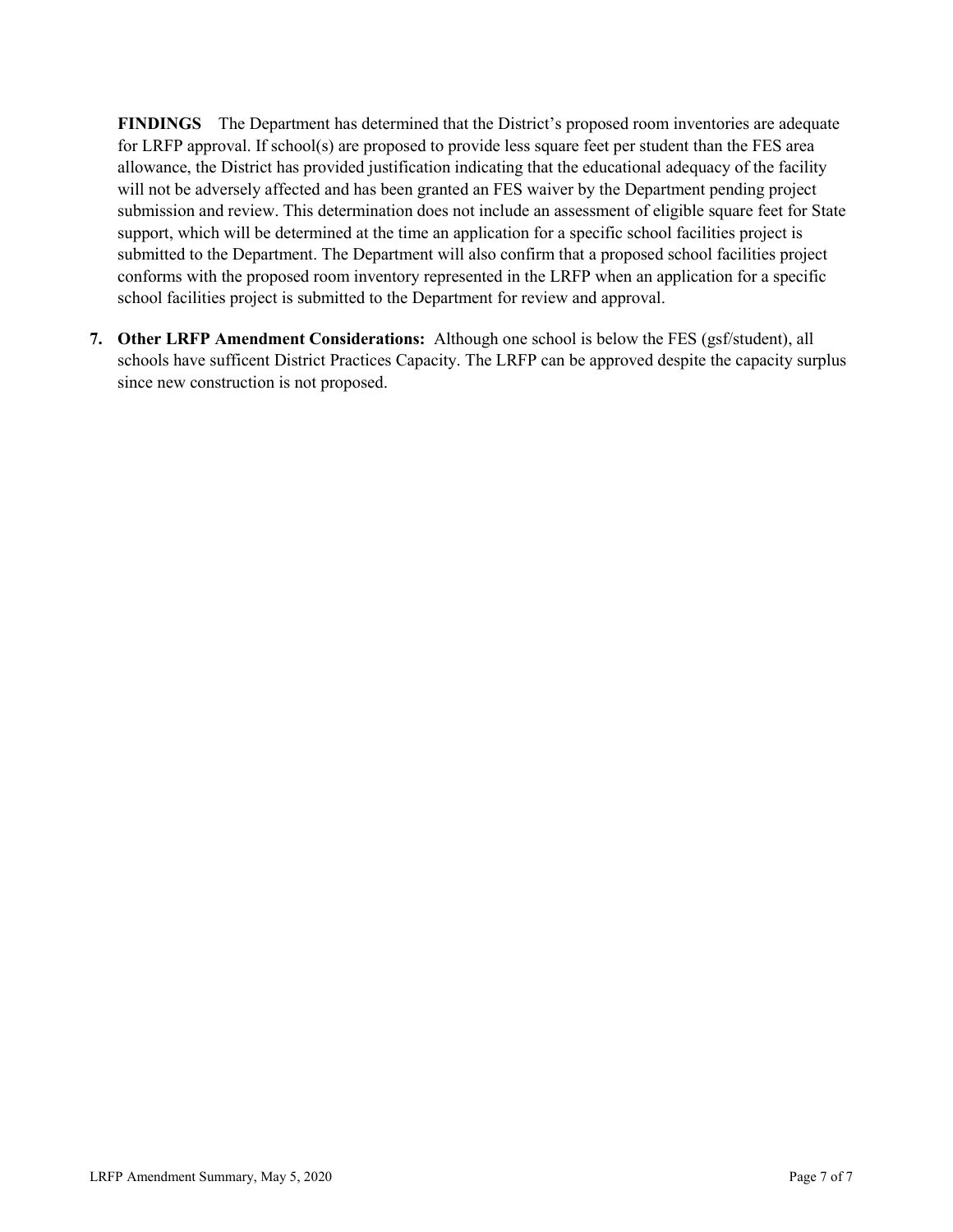**FINDINGS** The Department has determined that the District's proposed room inventories are adequate for LRFP approval. If school(s) are proposed to provide less square feet per student than the FES area allowance, the District has provided justification indicating that the educational adequacy of the facility will not be adversely affected and has been granted an FES waiver by the Department pending project submission and review. This determination does not include an assessment of eligible square feet for State support, which will be determined at the time an application for a specific school facilities project is submitted to the Department. The Department will also confirm that a proposed school facilities project conforms with the proposed room inventory represented in the LRFP when an application for a specific school facilities project is submitted to the Department for review and approval.

7. **Other LRFP Amendment Considerations:** Although one school is below the FES (gsf/student), all schools have sufficent District Practices Capacity. The LRFP can be approved despite the capacity surplus since new construction is not proposed.